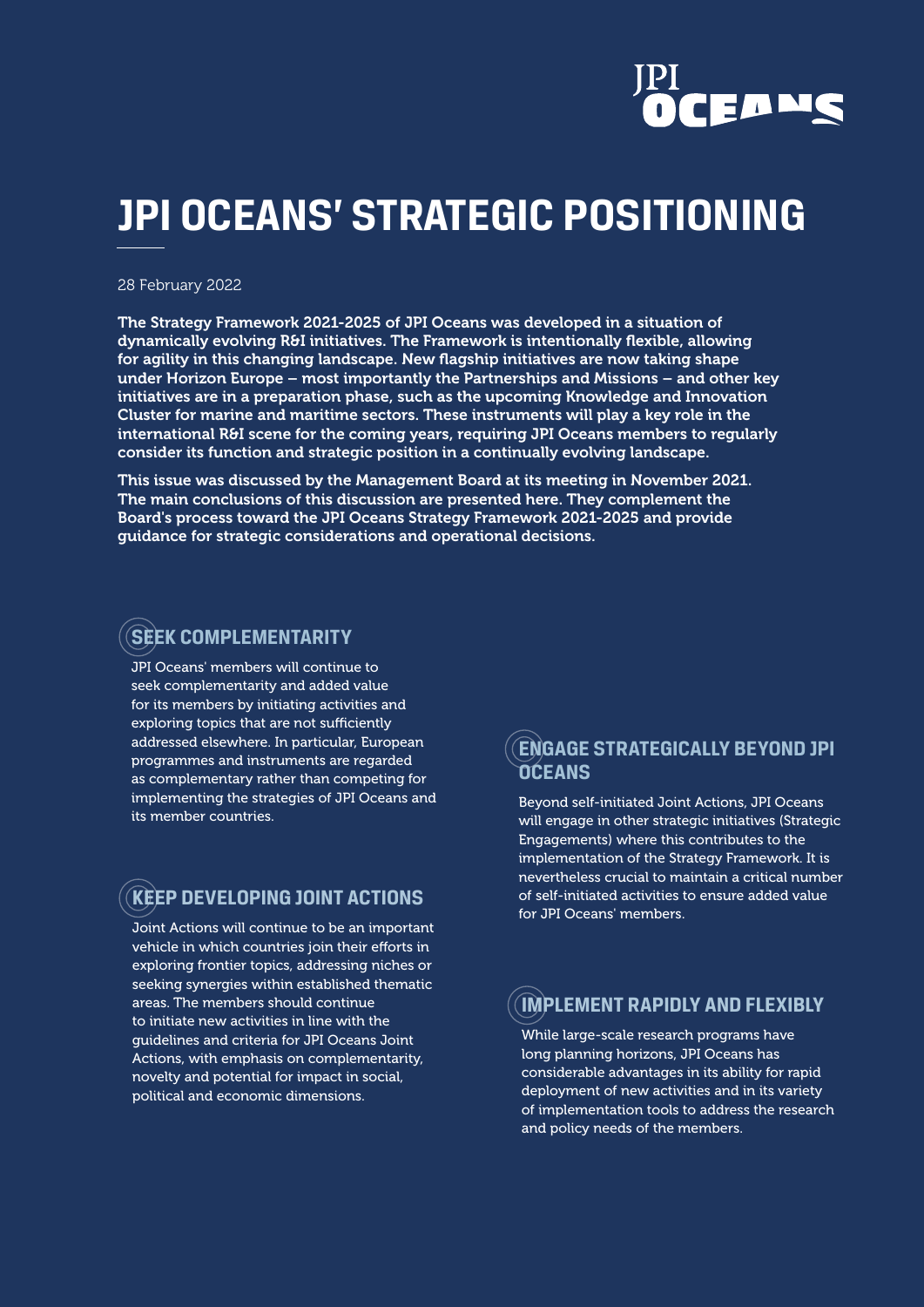# JPI OCEANS' STRATEGIC POSITIONING

28 February 2022

**The Strategy Framework 2021-2025 of JPI Oceans was developed in a situation of dynamically evolving R&I initiatives. The Framework is intentionally flexible, allowing for agility in this changing landscape. New flagship initiatives are now taking shape under Horizon Europe – most importantly the Partnerships and Missions – and other key initiatives are in a preparation phase, such as the upcoming Knowledge and Innovation Cluster for marine and maritime sectors. These instruments will play a key role in the international R&I scene for the coming years, requiring JPI Oceans members to regularly consider its function and strategic position in a continually evolving landscape.**

**This issue was discussed by the Management Board at its meeting in November 2021. The main conclusions of this discussion are presented here. They complement the Board's process toward the JPI Oceans Strategy Framework 2021-2025 and provide guidance for strategic considerations and operational decisions.**

## SEEK COMPLEMENTARITY

JPI Oceans' members will continue to seek complementarity and added value for its members by initiating activities and exploring topics that are not sufficiently addressed elsewhere. In particular, European programmes and instruments are regarded as complementary rather than competing for implementing the strategies of JPI Oceans and its member countries.

## KEEP DEVELOPING JOINT ACTIONS

Joint Actions will continue to be an important vehicle in which countries join their efforts in exploring frontier topics, addressing niches or seeking synergies within established thematic areas. The members should continue to initiate new activities in line with the guidelines and criteria for JPI Oceans Joint Actions, with emphasis on complementarity, novelty and potential for impact in social, political and economic dimensions.

## ENGAGE STRATEGICALLY BEYOND JPI OCEANS

Beyond self-initiated Joint Actions, JPI Oceans will engage in other strategic initiatives (Strategic Engagements) where this contributes to the implementation of the Strategy Framework. It is nevertheless crucial to maintain a critical number of self-initiated activities to ensure added value for JPI Oceans' members.

## IMPLEMENT RAPIDLY AND FLEXIBLY

While large-scale research programs have long planning horizons, JPI Oceans has considerable advantages in its ability for rapid deployment of new activities and in its variety of implementation tools to address the research and policy needs of the members.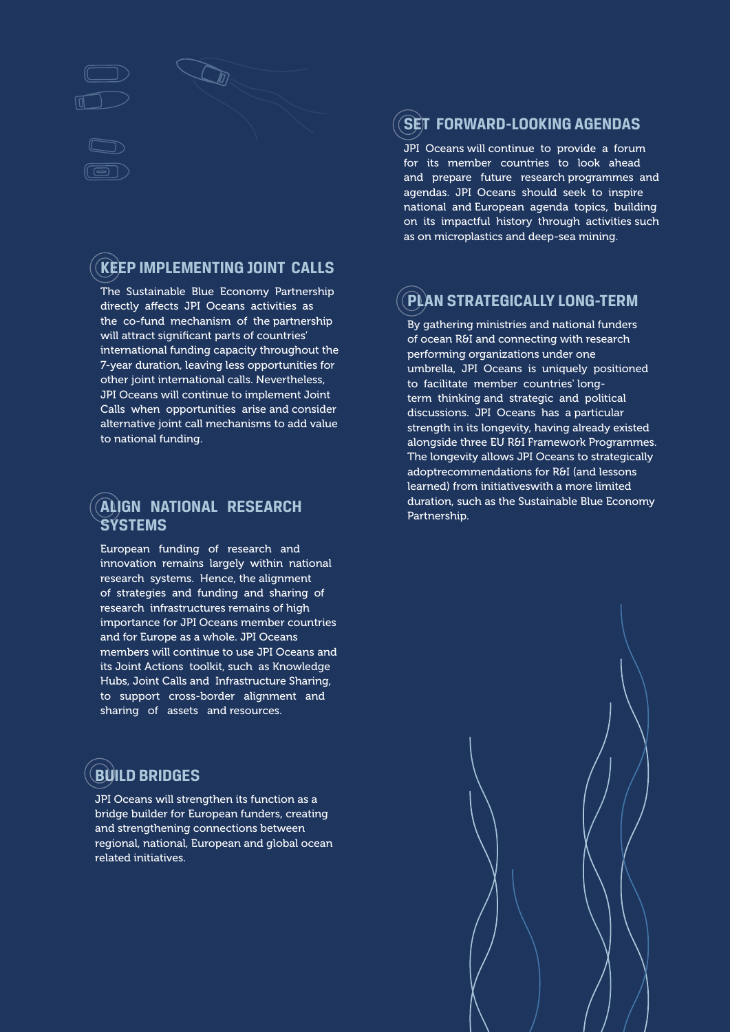## KEEP IMPLEMENTING JOINT CALLS

The Sustainable Blue Economy Partnership directly affects JPI Oceans activities as the co-fund mechanism of the partnership will attract significant parts of countries' international funding capacity throughout the 7-year duration, leaving less opportunities for other joint international calls. Nevertheless, JPI Oceans will continue to implement Joint Calls when opportunities arise and consider alternative joint call mechanisms to add value to national funding.

## ALIGN NATIONAL RESEARCH SYSTEMS

European funding of research and innovation remains largely within national research systems. Hence, the alignment of strategies and funding and sharing of research infrastructures remains of high importance for JPI Oceans member countries and for Europe as a whole. JPI Oceans members will continue to use JPI Oceans and its Joint Actions toolkit, such as Knowledge Hubs, Joint Calls and Infrastructure Sharing, to support cross-border alignment and sharing of assets and resources.

## BUILD BRIDGES

JPI Oceans will strengthen its function as a bridge builder for European funders, creating and strengthening connections between regional, national, European and global ocean related initiatives.

## SET FORWARD-LOOKING AGENDAS

JPI Oceans will continue to provide a forum for its member countries to look ahead and prepare future research programmes and agendas. JPI Oceans should seek to inspire national and European agenda topics, building on its impactful history through activities such as on microplastics and deep-sea mining.

## PLAN STRATEGICALLY LONG-TERM

By gathering ministries and national funders of ocean R&I and connecting with research performing organizations under one umbrella, JPI Oceans is uniquely positioned to facilitate member countries' long-term thinking and strategic and political discussions. JPI Oceans has a particular strength in its longevity, having already existed alongside three EU R&I Framework Programmes. The longevity allows JPI Oceans to strategically adoptrecommendations for R&I (and lessons learned) from initiativeswith a more limited duration, such as the Sustainable Blue Economy Partnership.